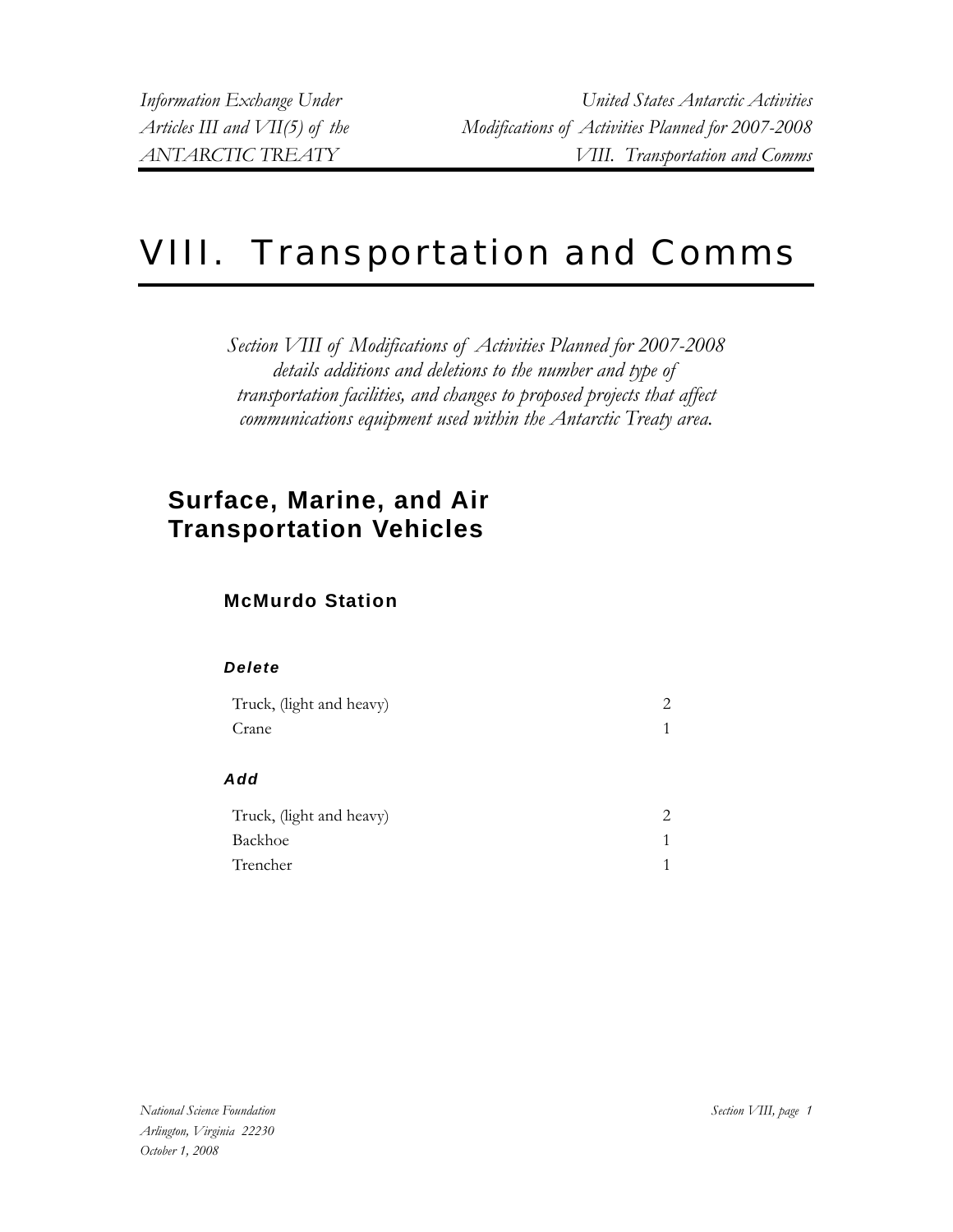# VIII. Transportation and Comms

*Section VIII of Modifications of Activities Planned for 2007-2008 details additions and deletions to the number and type of transportation facilities, and changes to proposed projects that affect communications equipment used within the Antarctic Treaty area.*

## Surface, Marine, and Air Transportation Vehicles

### McMurdo Station

#### *Delete*

| | |
|---|---|
| Truck, (light and heavy) | 2 |
| Crane | 1 |

#### *Add*

| | |
|---|---|
| Truck, (light and heavy) | 2 |
| Backhoe | 1 |
| Trencher | 1 |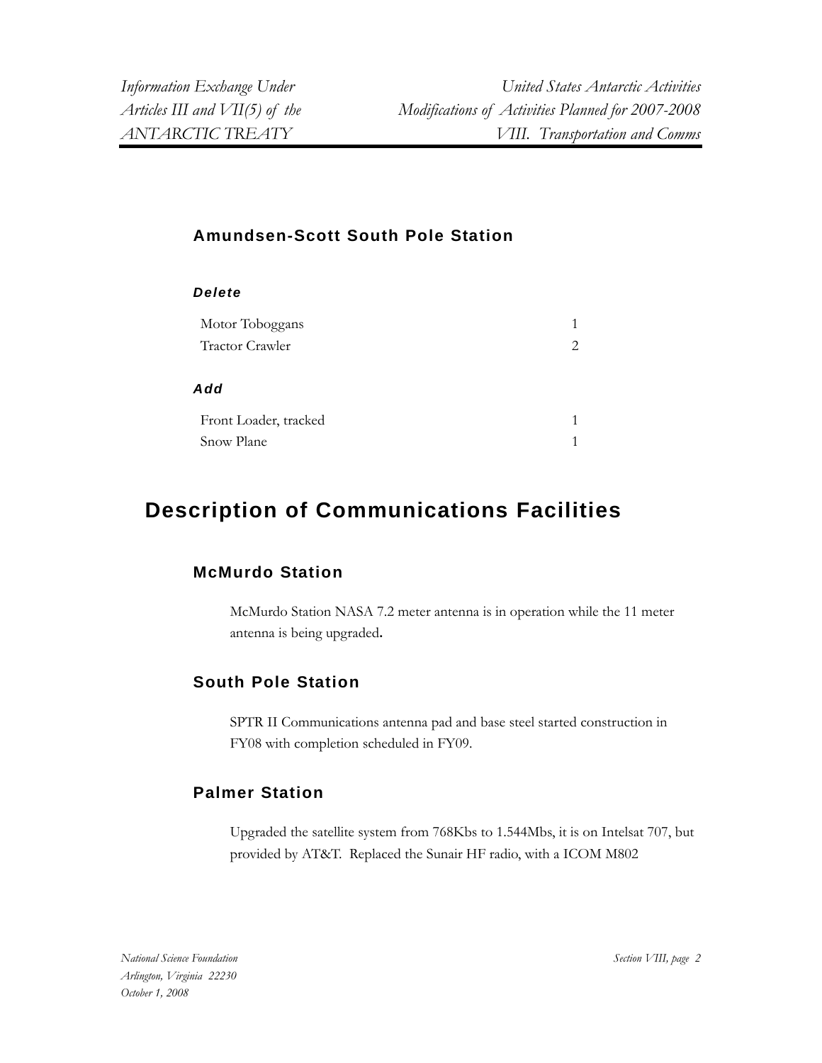### Amundsen-Scott South Pole Station

#### *Delete*

| | |
|---|---|
| Motor Toboggans | 1 |
| Tractor Crawler | 2 |

#### *Add*

| | |
|---|---|
| Front Loader, tracked | 1 |
| Snow Plane | 1 |

## Description of Communications Facilities

### McMurdo Station

McMurdo Station NASA 7.2 meter antenna is in operation while the 11 meter antenna is being upgraded**.**

### South Pole Station

SPTR II Communications antenna pad and base steel started construction in FY08 with completion scheduled in FY09.

### Palmer Station

Upgraded the satellite system from 768Kbs to 1.544Mbs, it is on Intelsat 707, but provided by AT&T. Replaced the Sunair HF radio, with a ICOM M802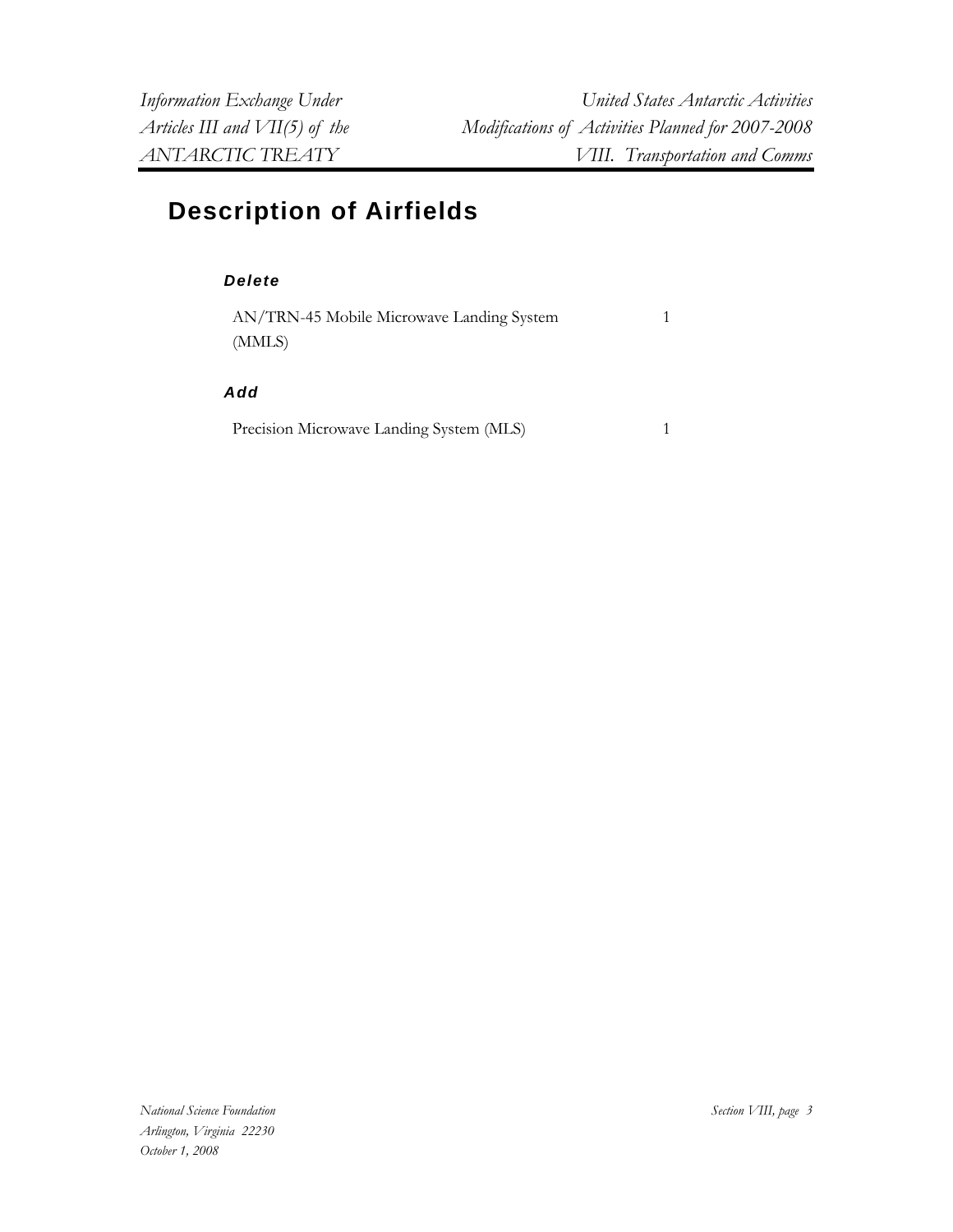## Description of Airfields

### *Delete*

| | |
|---|---|
| AN/TRN-45 Mobile Microwave Landing System (MMLS) | 1 |

### *Add*

| | |
|---|---|
| Precision Microwave Landing System (MLS) | 1 |